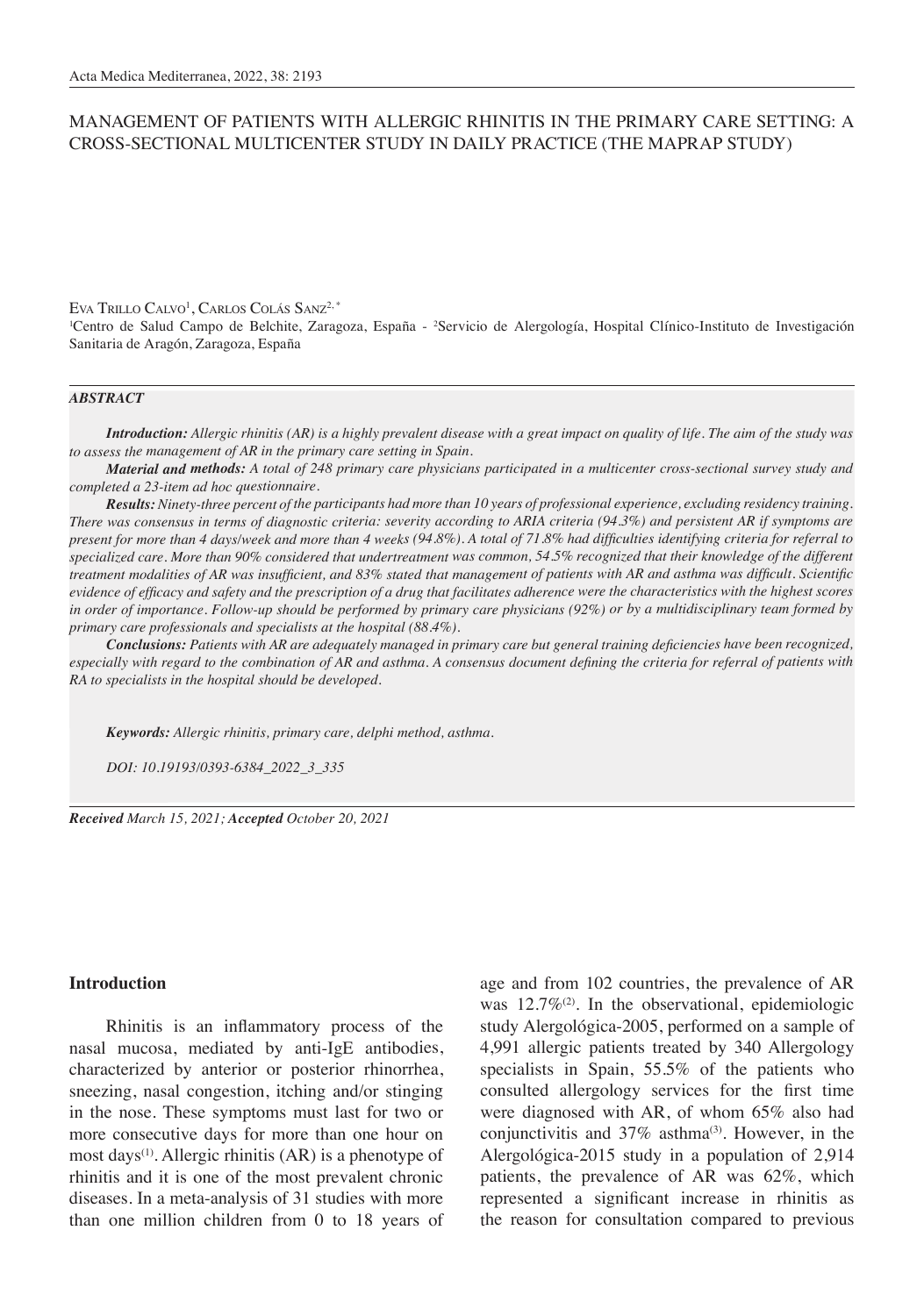# MANAGEMENT OF PATIENTS WITH ALLERGIC RHINITIS IN THE PRIMARY CARE SETTING: A CROSS-SECTIONAL MULTICENTER STUDY IN DAILY PRACTICE (THE MAPRAP STUDY)

Eva Trillo Calvo[1], Carlos Colás Sanz[2,*]

[1]Centro de Salud Campo de Belchite, Zaragoza, España - [2]Servicio de Alergología, Hospital Clínico-Instituto de Investigación Sanitaria de Aragón, Zaragoza, España

## *ABSTRACT*

***Introduction:*** *Allergic rhinitis (AR) is a highly prevalent disease with a great impact on quality of life. The aim of the study was to assess the management of AR in the primary care setting in Spain.*

***Material and methods:*** *A total of 248 primary care physicians participated in a multicenter cross-sectional survey study and completed a 23-item ad hoc questionnaire.*

***Results:*** *Ninety-three percent of the participants had more than 10 years of professional experience, excluding residency training. There was consensus in terms of diagnostic criteria: severity according to ARIA criteria (94.3%) and persistent AR if symptoms are present for more than 4 days/week and more than 4 weeks (94.8%). A total of 71.8% had difficulties identifying criteria for referral to specialized care. More than 90% considered that undertreatment was common, 54.5% recognized that their knowledge of the different treatment modalities of AR was insufficient, and 83% stated that management of patients with AR and asthma was difficult. Scientific evidence of efficacy and safety and the prescription of a drug that facilitates adherence were the characteristics with the highest scores in order of importance. Follow-up should be performed by primary care physicians (92%) or by a multidisciplinary team formed by primary care professionals and specialists at the hospital (88.4%).*

***Conclusions:*** *Patients with AR are adequately managed in primary care but general training deficiencies have been recognized, especially with regard to the combination of AR and asthma. A consensus document defining the criteria for referral of patients with RA to specialists in the hospital should be developed.*

***Keywords:*** *Allergic rhinitis, primary care, delphi method, asthma.*

*DOI: 10.19193/0393-6384_2022_3_335*

***Received*** *March 15, 2021;* ***Accepted*** *October 20, 2021*

## Introduction

Rhinitis is an inflammatory process of the nasal mucosa, mediated by anti-IgE antibodies, characterized by anterior or posterior rhinorrhea, sneezing, nasal congestion, itching and/or stinging in the nose. These symptoms must last for two or more consecutive days for more than one hour on most days[1]. Allergic rhinitis (AR) is a phenotype of rhinitis and it is one of the most prevalent chronic diseases. In a meta-analysis of 31 studies with more than one million children from 0 to 18 years of age and from 102 countries, the prevalence of AR was 12.7%[2]. In the observational, epidemiologic study Alergológica-2005, performed on a sample of 4,991 allergic patients treated by 340 Allergology specialists in Spain, 55.5% of the patients who consulted allergology services for the first time were diagnosed with AR, of whom 65% also had conjunctivitis and 37% asthma[3]. However, in the Alergológica-2015 study in a population of 2,914 patients, the prevalence of AR was 62%, which represented a significant increase in rhinitis as the reason for consultation compared to previous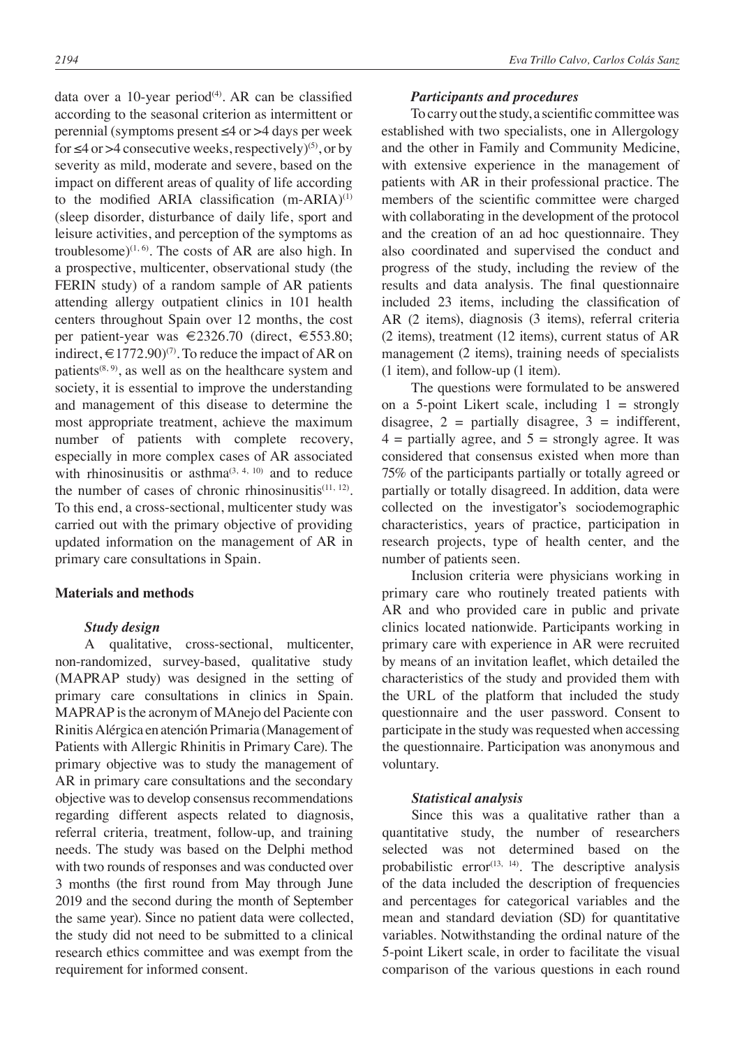data over a 10-year period[4]. AR can be classified according to the seasonal criterion as intermittent or perennial (symptoms present ≤4 or >4 days per week for ≤4 or >4 consecutive weeks, respectively)[5], or by severity as mild, moderate and severe, based on the impact on different areas of quality of life according to the modified ARIA classification (m-ARIA)[1] (sleep disorder, disturbance of daily life, sport and leisure activities, and perception of the symptoms as troublesome)[1, 6]. The costs of AR are also high. In a prospective, multicenter, observational study (the FERIN study) of a random sample of AR patients attending allergy outpatient clinics in 101 health centers throughout Spain over 12 months, the cost per patient-year was €2326.70 (direct, €553.80; indirect, €1772.90)[7]. To reduce the impact of AR on patients[8, 9], as well as on the healthcare system and society, it is essential to improve the understanding and management of this disease to determine the most appropriate treatment, achieve the maximum number of patients with complete recovery, especially in more complex cases of AR associated with rhinosinusitis or asthma[3, 4, 10] and to reduce the number of cases of chronic rhinosinusitis[11, 12]. To this end, a cross-sectional, multicenter study was carried out with the primary objective of providing updated information on the management of AR in primary care consultations in Spain.

## Materials and methods

### *Study design*

A qualitative, cross-sectional, multicenter, non-randomized, survey-based, qualitative study (MAPRAP study) was designed in the setting of primary care consultations in clinics in Spain. MAPRAP is the acronym of MAnejo del Paciente con Rinitis Alérgica en atención Primaria (Management of Patients with Allergic Rhinitis in Primary Care). The primary objective was to study the management of AR in primary care consultations and the secondary objective was to develop consensus recommendations regarding different aspects related to diagnosis, referral criteria, treatment, follow-up, and training needs. The study was based on the Delphi method with two rounds of responses and was conducted over 3 months (the first round from May through June 2019 and the second during the month of September the same year). Since no patient data were collected, the study did not need to be submitted to a clinical research ethics committee and was exempt from the requirement for informed consent.

### *Participants and procedures*

To carry out the study, a scientific committee was established with two specialists, one in Allergology and the other in Family and Community Medicine, with extensive experience in the management of patients with AR in their professional practice. The members of the scientific committee were charged with collaborating in the development of the protocol and the creation of an ad hoc questionnaire. They also coordinated and supervised the conduct and progress of the study, including the review of the results and data analysis. The final questionnaire included 23 items, including the classification of AR (2 items), diagnosis (3 items), referral criteria (2 items), treatment (12 items), current status of AR management (2 items), training needs of specialists (1 item), and follow-up (1 item).

The questions were formulated to be answered on a 5-point Likert scale, including 1 = strongly disagree, 2 = partially disagree, 3 = indifferent, 4 = partially agree, and 5 = strongly agree. It was considered that consensus existed when more than 75% of the participants partially or totally agreed or partially or totally disagreed. In addition, data were collected on the investigator's sociodemographic characteristics, years of practice, participation in research projects, type of health center, and the number of patients seen.

Inclusion criteria were physicians working in primary care who routinely treated patients with AR and who provided care in public and private clinics located nationwide. Participants working in primary care with experience in AR were recruited by means of an invitation leaflet, which detailed the characteristics of the study and provided them with the URL of the platform that included the study questionnaire and the user password. Consent to participate in the study was requested when accessing the questionnaire. Participation was anonymous and voluntary.

### *Statistical analysis*

Since this was a qualitative rather than a quantitative study, the number of researchers selected was not determined based on the probabilistic error[13, 14]. The descriptive analysis of the data included the description of frequencies and percentages for categorical variables and the mean and standard deviation (SD) for quantitative variables. Notwithstanding the ordinal nature of the 5-point Likert scale, in order to facilitate the visual comparison of the various questions in each round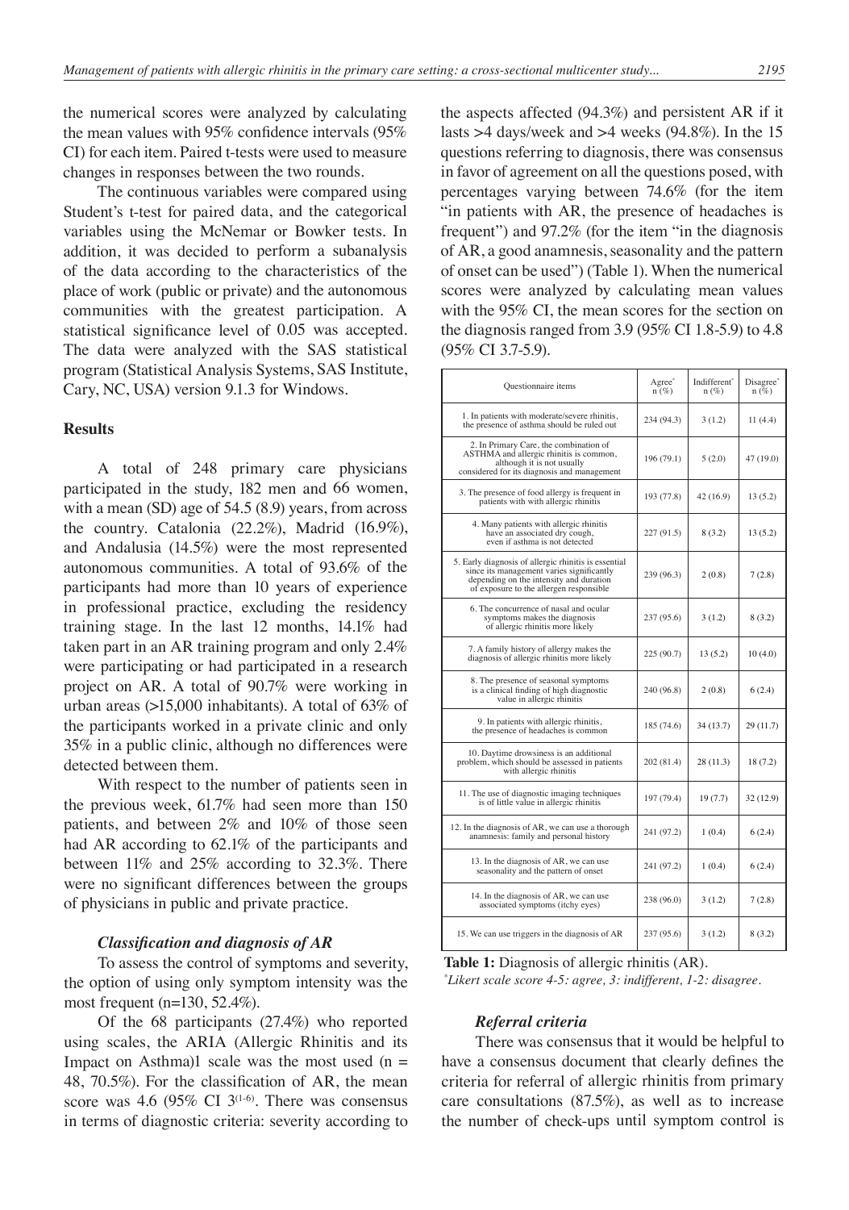the numerical scores were analyzed by calculating the mean values with 95% confidence intervals (95% CI) for each item. Paired t-tests were used to measure changes in responses between the two rounds.

The continuous variables were compared using Student's t-test for paired data, and the categorical variables using the McNemar or Bowker tests. In addition, it was decided to perform a subanalysis of the data according to the characteristics of the place of work (public or private) and the autonomous communities with the greatest participation. A statistical significance level of 0.05 was accepted. The data were analyzed with the SAS statistical program (Statistical Analysis Systems, SAS Institute, Cary, NC, USA) version 9.1.3 for Windows.

## Results

A total of 248 primary care physicians participated in the study, 182 men and 66 women, with a mean (SD) age of 54.5 (8.9) years, from across the country. Catalonia (22.2%), Madrid (16.9%), and Andalusia (14.5%) were the most represented autonomous communities. A total of 93.6% of the participants had more than 10 years of experience in professional practice, excluding the residency training stage. In the last 12 months, 14.1% had taken part in an AR training program and only 2.4% were participating or had participated in a research project on AR. A total of 90.7% were working in urban areas (>15,000 inhabitants). A total of 63% of the participants worked in a private clinic and only 35% in a public clinic, although no differences were detected between them.

With respect to the number of patients seen in the previous week, 61.7% had seen more than 150 patients, and between 2% and 10% of those seen had AR according to 62.1% of the participants and between 11% and 25% according to 32.3%. There were no significant differences between the groups of physicians in public and private practice.

### *Classification and diagnosis of AR*

To assess the control of symptoms and severity, the option of using only symptom intensity was the most frequent (n=130, 52.4%).

Of the 68 participants (27.4%) who reported using scales, the ARIA (Allergic Rhinitis and its Impact on Asthma)1 scale was the most used (n = 48, 70.5%). For the classification of AR, the mean score was 4.6 (95% CI 3[1-6]). There was consensus in terms of diagnostic criteria: severity according to the aspects affected (94.3%) and persistent AR if it lasts >4 days/week and >4 weeks (94.8%). In the 15 questions referring to diagnosis, there was consensus in favor of agreement on all the questions posed, with percentages varying between 74.6% (for the item "in patients with AR, the presence of headaches is frequent") and 97.2% (for the item "in the diagnosis of AR, a good anamnesis, seasonality and the pattern of onset can be used") (Table 1). When the numerical scores were analyzed by calculating mean values with the 95% CI, the mean scores for the section on the diagnosis ranged from 3.9 (95% CI 1.8-5.9) to 4.8 (95% CI 3.7-5.9).

| Questionnaire items | Agree* n (%) | Indifferent* n (%) | Disagree* n (%) |
|---|---|---|---|
| 1. In patients with moderate/severe rhinitis, the presence of asthma should be ruled out | 234 (94.3) | 3 (1.2) | 11 (4.4) |
| 2. In Primary Care, the combination of ASTHMA and allergic rhinitis is common, although it is not usually considered for its diagnosis and management | 196 (79.1) | 5 (2.0) | 47 (19.0) |
| 3. The presence of food allergy is frequent in patients with with allergic rhinitis | 193 (77.8) | 42 (16.9) | 13 (5.2) |
| 4. Many patients with allergic rhinitis have an associated dry cough, even if asthma is not detected | 227 (91.5) | 8 (3.2) | 13 (5.2) |
| 5. Early diagnosis of allergic rhinitis is essential since its management varies significantly depending on the intensity and duration of exposure to the allergen responsible | 239 (96.3) | 2 (0.8) | 7 (2.8) |
| 6. The concurrence of nasal and ocular symptoms makes the diagnosis of allergic rhinitis more likely | 237 (95.6) | 3 (1.2) | 8 (3.2) |
| 7. A family history of allergy makes the diagnosis of allergic rhinitis more likely | 225 (90.7) | 13 (5.2) | 10 (4.0) |
| 8. The presence of seasonal symptoms is a clinical finding of high diagnostic value in allergic rhinitis | 240 (96.8) | 2 (0.8) | 6 (2.4) |
| 9. In patients with allergic rhinitis, the presence of headaches is common | 185 (74.6) | 34 (13.7) | 29 (11.7) |
| 10. Daytime drowsiness is an additional problem, which should be assessed in patients with allergic rhinitis | 202 (81.4) | 28 (11.3) | 18 (7.2) |
| 11. The use of diagnostic imaging techniques is of little value in allergic rhinitis | 197 (79.4) | 19 (7.7) | 32 (12.9) |
| 12. In the diagnosis of AR, we can use a thorough anamnesis: family and personal history | 241 (97.2) | 1 (0.4) | 6 (2.4) |
| 13. In the diagnosis of AR, we can use seasonality and the pattern of onset | 241 (97.2) | 1 (0.4) | 6 (2.4) |
| 14. In the diagnosis of AR, we can use associated symptoms (itchy eyes) | 238 (96.0) | 3 (1.2) | 7 (2.8) |
| 15. We can use triggers in the diagnosis of AR | 237 (95.6) | 3 (1.2) | 8 (3.2) |

**Table 1:** Diagnosis of allergic rhinitis (AR).
*\*Likert scale score 4-5: agree, 3: indifferent, 1-2: disagree.*

### *Referral criteria*

There was consensus that it would be helpful to have a consensus document that clearly defines the criteria for referral of allergic rhinitis from primary care consultations (87.5%), as well as to increase the number of check-ups until symptom control is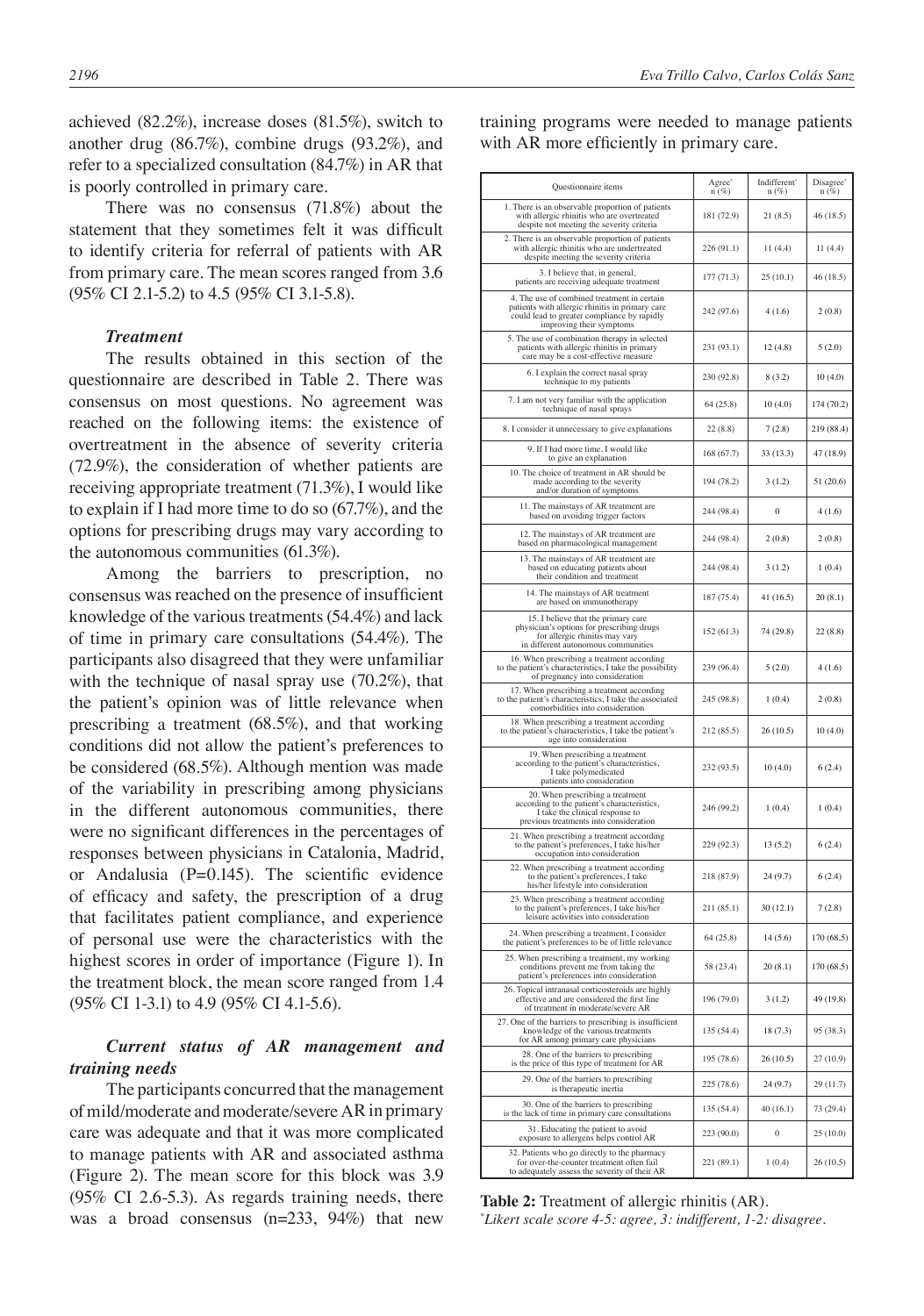achieved (82.2%), increase doses (81.5%), switch to another drug (86.7%), combine drugs (93.2%), and refer to a specialized consultation (84.7%) in AR that is poorly controlled in primary care.

There was no consensus (71.8%) about the statement that they sometimes felt it was difficult to identify criteria for referral of patients with AR from primary care. The mean scores ranged from 3.6 (95% CI 2.1-5.2) to 4.5 (95% CI 3.1-5.8).

### *Treatment*

The results obtained in this section of the questionnaire are described in Table 2. There was consensus on most questions. No agreement was reached on the following items: the existence of overtreatment in the absence of severity criteria (72.9%), the consideration of whether patients are receiving appropriate treatment (71.3%), I would like to explain if I had more time to do so (67.7%), and the options for prescribing drugs may vary according to the autonomous communities (61.3%).

Among the barriers to prescription, no consensus was reached on the presence of insufficient knowledge of the various treatments (54.4%) and lack of time in primary care consultations (54.4%). The participants also disagreed that they were unfamiliar with the technique of nasal spray use (70.2%), that the patient's opinion was of little relevance when prescribing a treatment (68.5%), and that working conditions did not allow the patient's preferences to be considered (68.5%). Although mention was made of the variability in prescribing among physicians in the different autonomous communities, there were no significant differences in the percentages of responses between physicians in Catalonia, Madrid, or Andalusia (P=0.145). The scientific evidence of efficacy and safety, the prescription of a drug that facilitates patient compliance, and experience of personal use were the characteristics with the highest scores in order of importance (Figure 1). In the treatment block, the mean score ranged from 1.4 (95% CI 1-3.1) to 4.9 (95% CI 4.1-5.6).

### *Current status of AR management and training needs*

The participants concurred that the management of mild/moderate and moderate/severe AR in primary care was adequate and that it was more complicated to manage patients with AR and associated asthma (Figure 2). The mean score for this block was 3.9 (95% CI 2.6-5.3). As regards training needs, there was a broad consensus (n=233, 94%) that new training programs were needed to manage patients with AR more efficiently in primary care.

| Questionnaire items | Agree* n (%) | Indifferent* n (%) | Disagree* n (%) |
|---|---|---|---|
| 1. There is an observable proportion of patients with allergic rhinitis who are overtreated despite not meeting the severity criteria | 181 (72.9) | 21 (8.5) | 46 (18.5) |
| 2. There is an observable proportion of patients with allergic rhinitis who are undertreated despite meeting the severity criteria | 226 (91.1) | 11 (4.4) | 11 (4.4) |
| 3. I believe that, in general, patients are receiving adequate treatment | 177 (71.3) | 25 (10.1) | 46 (18.5) |
| 4. The use of combined treatment in certain patients with allergic rhinitis in primary care could lead to greater compliance by rapidly improving their symptoms | 242 (97.6) | 4 (1.6) | 2 (0.8) |
| 5. The use of combination therapy in selected patients with allergic rhinitis in primary care may be a cost-effective measure | 231 (93.1) | 12 (4.8) | 5 (2.0) |
| 6. I explain the correct nasal spray technique to my patients | 230 (92.8) | 8 (3.2) | 10 (4.0) |
| 7. I am not very familiar with the application technique of nasal sprays | 64 (25.8) | 10 (4.0) | 174 (70.2) |
| 8. I consider it unnecessary to give explanations | 22 (8.8) | 7 (2.8) | 219 (88.4) |
| 9. If I had more time, I would like to give an explanation | 168 (67.7) | 33 (13.3) | 47 (18.9) |
| 10. The choice of treatment in AR should be made according to the severity and/or duration of symptoms | 194 (78.2) | 3 (1.2) | 51 (20.6) |
| 11. The mainstays of AR treatment are based on avoiding trigger factors | 244 (98.4) | 0 | 4 (1.6) |
| 12. The mainstays of AR treatment are based on pharmacological management | 244 (98.4) | 2 (0.8) | 2 (0.8) |
| 13. The mainstays of AR treatment are based on educating patients about their condition and treatment | 244 (98.4) | 3 (1.2) | 1 (0.4) |
| 14. The mainstays of AR treatment are based on immunotherapy | 187 (75.4) | 41 (16.5) | 20 (8.1) |
| 15. I believe that the primary care physician's options for prescribing drugs for allergic rhinitis may vary in different autonomous communities | 152 (61.3) | 74 (29.8) | 22 (8.8) |
| 16. When prescribing a treatment according to the patient's characteristics, I take the possibility of pregnancy into consideration | 239 (96.4) | 5 (2.0) | 4 (1.6) |
| 17. When prescribing a treatment according to the patient's characteristics, I take the associated comorbidities into consideration | 245 (98.8) | 1 (0.4) | 2 (0.8) |
| 18. When prescribing a treatment according to the patient's characteristics, I take the patient's age into consideration | 212 (85.5) | 26 (10.5) | 10 (4.0) |
| 19. When prescribing a treatment according to the patient's characteristics, I take polymedicated patients into consideration | 232 (93.5) | 10 (4.0) | 6 (2.4) |
| 20. When prescribing a treatment according to the patient's characteristics, I take the clinical response to previous treatments into consideration | 246 (99.2) | 1 (0.4) | 1 (0.4) |
| 21. When prescribing a treatment according to the patient's preferences, I take his/her occupation into consideration | 229 (92.3) | 13 (5.2) | 6 (2.4) |
| 22. When prescribing a treatment according to the patient's preferences, I take his/her lifestyle into consideration | 218 (87.9) | 24 (9.7) | 6 (2.4) |
| 23. When prescribing a treatment according to the patient's preferences, I take his/her leisure activities into consideration | 211 (85.1) | 30 (12.1) | 7 (2.8) |
| 24. When prescribing a treatment, I consider the patient's preferences to be of little relevance | 64 (25.8) | 14 (5.6) | 170 (68.5) |
| 25. When prescribing a treatment, my working conditions prevent me from taking the patient's preferences into consideration | 58 (23.4) | 20 (8.1) | 170 (68.5) |
| 26. Topical intranasal corticosteroids are highly effective and are considered the first line of treatment in moderate/severe AR | 196 (79.0) | 3 (1.2) | 49 (19.8) |
| 27. One of the barriers to prescribing is insufficient knowledge of the various treatments for AR among primary care physicians | 135 (54.4) | 18 (7.3) | 95 (38.3) |
| 28. One of the barriers to prescribing is the price of this type of treatment for AR | 195 (78.6) | 26 (10.5) | 27 (10.9) |
| 29. One of the barriers to prescribing is therapeutic inertia | 225 (78.6) | 24 (9.7) | 29 (11.7) |
| 30. One of the barriers to prescribing is the lack of time in primary care consultations | 135 (54.4) | 40 (16.1) | 73 (29.4) |
| 31. Educating the patient to avoid exposure to allergens helps control AR | 223 (90.0) | 0 | 25 (10.0) |
| 32. Patients who go directly to the pharmacy for over-the-counter treatment often fail to adequately assess the severity of their AR | 221 (89.1) | 1 (0.4) | 26 (10.5) |

**Table 2:** Treatment of allergic rhinitis (AR).
*Likert scale score 4-5: agree, 3: indifferent, 1-2: disagree.*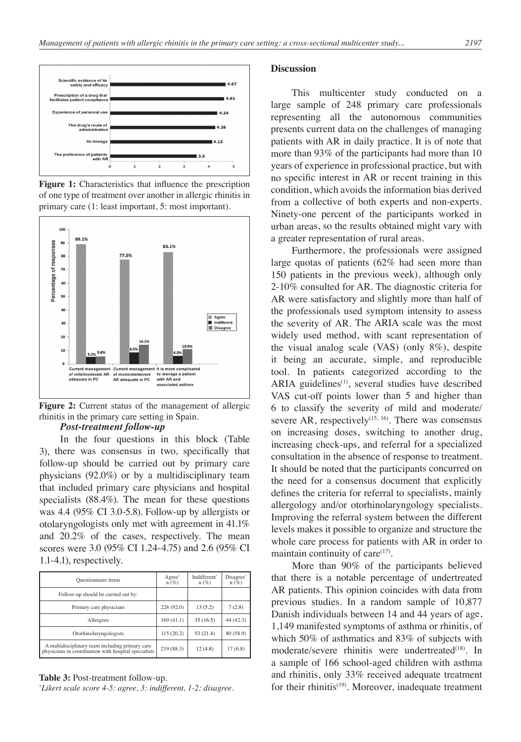Figure 1: Characteristics that influence the prescription of one type of treatment over another in allergic rhinitis in primary care (1: least important, 5: most important).

Figure 2: Current status of the management of allergic rhinitis in the primary care setting in Spain.

### *Post-treatment follow-up*

In the four questions in this block (Table 3), there was consensus in two, specifically that follow-up should be carried out by primary care physicians (92.0%) or by a multidisciplinary team that included primary care physicians and hospital specialists (88.4%). The mean for these questions was 4.4 (95% CI 3.0-5.8). Follow-up by allergists or otolaryngologists only met with agreement in 41.1% and 20.2% of the cases, respectively. The mean scores were 3.0 (95% CI 1.24-4.75) and 2.6 (95% CI 1.1-4.1), respectively.

| Questionnaire items | Agree* n (%) | Indifferent* n (%) | Disagree* n (%) |
|---|---|---|---|
| Follow-up should be carried out by: | | | |
| Primary care physicians | 228 (92.0) | 13 (5.2) | 7 (2.8) |
| Allergists | 169 (41.1) | 35 (16.5) | 44 (42.3) |
| Otorhinolaryngologists | 115 (20.2) | 53 (21.4) | 80 (58.9) |
| A multidisciplinary team including primary care physicians in coordination with hospital specialists | 219 (88.3) | 12 (4.8) | 17 (6.8) |

**Table 3:** Post-treatment follow-up.
*\*Likert scale score 4-5: agree, 3: indifferent, 1-2: disagree.*

## Discussion

This multicenter study conducted on a large sample of 248 primary care professionals representing all the autonomous communities presents current data on the challenges of managing patients with AR in daily practice. It is of note that more than 93% of the participants had more than 10 years of experience in professional practice, but with no specific interest in AR or recent training in this condition, which avoids the information bias derived from a collective of both experts and non-experts. Ninety-one percent of the participants worked in urban areas, so the results obtained might vary with a greater representation of rural areas.

Furthermore, the professionals were assigned large quotas of patients (62% had seen more than 150 patients in the previous week), although only 2-10% consulted for AR. The diagnostic criteria for AR were satisfactory and slightly more than half of the professionals used symptom intensity to assess the severity of AR. The ARIA scale was the most widely used method, with scant representation of the visual analog scale (VAS) (only 8%), despite it being an accurate, simple, and reproducible tool. In patients categorized according to the ARIA guidelines[1], several studies have described VAS cut-off points lower than 5 and higher than 6 to classify the severity of mild and moderate/severe AR, respectively[15, 16]. There was consensus on increasing doses, switching to another drug, increasing check-ups, and referral for a specialized consultation in the absence of response to treatment. It should be noted that the participants concurred on the need for a consensus document that explicitly defines the criteria for referral to specialists, mainly allergology and/or otorhinolaryngology specialists. Improving the referral system between the different levels makes it possible to organize and structure the whole care process for patients with AR in order to maintain continuity of care[17].

More than 90% of the participants believed that there is a notable percentage of undertreated AR patients. This opinion coincides with data from previous studies. In a random sample of 10,877 Danish individuals between 14 and 44 years of age, 1,149 manifested symptoms of asthma or rhinitis, of which 50% of asthmatics and 83% of subjects with moderate/severe rhinitis were undertreated[18]. In a sample of 166 school-aged children with asthma and rhinitis, only 33% received adequate treatment for their rhinitis[19]. Moreover, inadequate treatment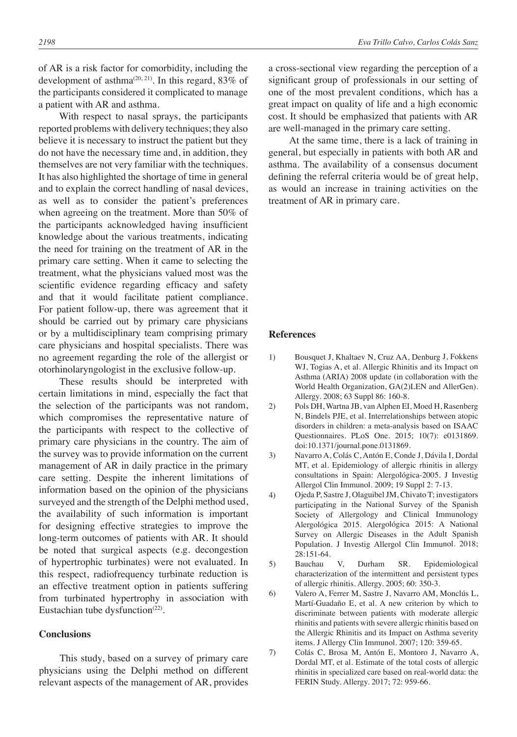of AR is a risk factor for comorbidity, including the development of asthma[20, 21]. In this regard, 83% of the participants considered it complicated to manage a patient with AR and asthma.

With respect to nasal sprays, the participants reported problems with delivery techniques; they also believe it is necessary to instruct the patient but they do not have the necessary time and, in addition, they themselves are not very familiar with the techniques. It has also highlighted the shortage of time in general and to explain the correct handling of nasal devices, as well as to consider the patient's preferences when agreeing on the treatment. More than 50% of the participants acknowledged having insufficient knowledge about the various treatments, indicating the need for training on the treatment of AR in the primary care setting. When it came to selecting the treatment, what the physicians valued most was the scientific evidence regarding efficacy and safety and that it would facilitate patient compliance. For patient follow-up, there was agreement that it should be carried out by primary care physicians or by a multidisciplinary team comprising primary care physicians and hospital specialists. There was no agreement regarding the role of the allergist or otorhinolaryngologist in the exclusive follow-up.

These results should be interpreted with certain limitations in mind, especially the fact that the selection of the participants was not random, which compromises the representative nature of the participants with respect to the collective of primary care physicians in the country. The aim of the survey was to provide information on the current management of AR in daily practice in the primary care setting. Despite the inherent limitations of information based on the opinion of the physicians surveyed and the strength of the Delphi method used, the availability of such information is important for designing effective strategies to improve the long-term outcomes of patients with AR. It should be noted that surgical aspects (e.g. decongestion of hypertrophic turbinates) were not evaluated. In this respect, radiofrequency turbinate reduction is an effective treatment option in patients suffering from turbinated hypertrophy in association with Eustachian tube dysfunction[22].

## Conclusions

This study, based on a survey of primary care physicians using the Delphi method on different relevant aspects of the management of AR, provides a cross-sectional view regarding the perception of a significant group of professionals in our setting of one of the most prevalent conditions, which has a great impact on quality of life and a high economic cost. It should be emphasized that patients with AR are well-managed in the primary care setting.

At the same time, there is a lack of training in general, but especially in patients with both AR and asthma. The availability of a consensus document defining the referral criteria would be of great help, as would an increase in training activities on the treatment of AR in primary care.

## References

1) Bousquet J, Khaltaev N, Cruz AA, Denburg J, Fokkens WJ, Togias A, et al. Allergic Rhinitis and its Impact on Asthma (ARIA) 2008 update (in collaboration with the World Health Organization, GA(2)LEN and AllerGen). Allergy. 2008; 63 Suppl 86: 160-8.
2) Pols DH, Wartna JB, van Alphen EI, Moed H, Rasenberg N, Bindels PJE, et al. Interrelationships between atopic disorders in children: a meta-analysis based on ISAAC Questionnaires. PLoS One. 2015; 10(7): e0131869. doi:10.1371/journal.pone.0131869.
3) Navarro A, Colás C, Antón E, Conde J, Dávila I, Dordal MT, et al. Epidemiology of allergic rhinitis in allergy consultations in Spain: Alergológica-2005. J Investig Allergol Clin Immunol. 2009; 19 Suppl 2: 7-13.
4) Ojeda P, Sastre J, Olaguibel JM, Chivato T; investigators participating in the National Survey of the Spanish Society of Allergology and Clinical Immunology Alergológica 2015. Alergológica 2015: A National Survey on Allergic Diseases in the Adult Spanish Population. J Investig Allergol Clin Immunol. 2018; 28:151-64.
5) Bauchau V, Durham SR. Epidemiological characterization of the intermittent and persistent types of allergic rhinitis. Allergy. 2005; 60: 350-3.
6) Valero A, Ferrer M, Sastre J, Navarro AM, Monclús L, Martí-Guadaño E, et al. A new criterion by which to discriminate between patients with moderate allergic rhinitis and patients with severe allergic rhinitis based on the Allergic Rhinitis and its Impact on Asthma severity items. J Allergy Clin Immunol. 2007; 120: 359-65.
7) Colás C, Brosa M, Antón E, Montoro J, Navarro A, Dordal MT, et al. Estimate of the total costs of allergic rhinitis in specialized care based on real-world data: the FERIN Study. Allergy. 2017; 72: 959-66.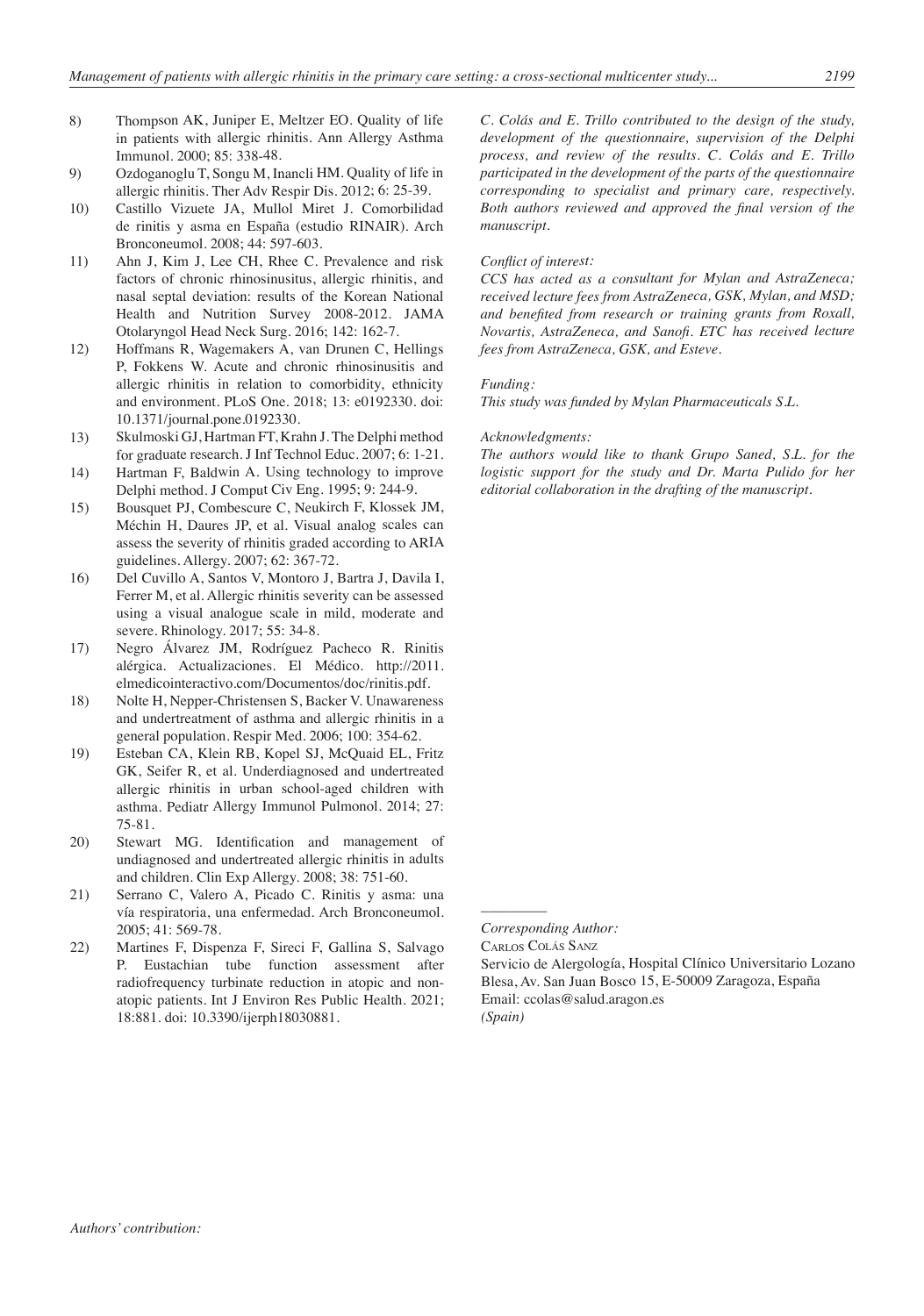8) Thompson AK, Juniper E, Meltzer EO. Quality of life in patients with allergic rhinitis. Ann Allergy Asthma Immunol. 2000; 85: 338-48.
9) Ozdoganoglu T, Songu M, Inancli HM. Quality of life in allergic rhinitis. Ther Adv Respir Dis. 2012; 6: 25-39.
10) Castillo Vizuete JA, Mullol Miret J. Comorbilidad de rinitis y asma en España (estudio RINAIR). Arch Bronconeumol. 2008; 44: 597-603.
11) Ahn J, Kim J, Lee CH, Rhee C. Prevalence and risk factors of chronic rhinosinusitus, allergic rhinitis, and nasal septal deviation: results of the Korean National Health and Nutrition Survey 2008-2012. JAMA Otolaryngol Head Neck Surg. 2016; 142: 162-7.
12) Hoffmans R, Wagemakers A, van Drunen C, Hellings P, Fokkens W. Acute and chronic rhinosinusitis and allergic rhinitis in relation to comorbidity, ethnicity and environment. PLoS One. 2018; 13: e0192330. doi: 10.1371/journal.pone.0192330.
13) Skulmoski GJ, Hartman FT, Krahn J. The Delphi method for graduate research. J Inf Technol Educ. 2007; 6: 1-21.
14) Hartman F, Baldwin A. Using technology to improve Delphi method. J Comput Civ Eng. 1995; 9: 244-9.
15) Bousquet PJ, Combescure C, Neukirch F, Klossek JM, Méchin H, Daures JP, et al. Visual analog scales can assess the severity of rhinitis graded according to ARIA guidelines. Allergy. 2007; 62: 367-72.
16) Del Cuvillo A, Santos V, Montoro J, Bartra J, Davila I, Ferrer M, et al. Allergic rhinitis severity can be assessed using a visual analogue scale in mild, moderate and severe. Rhinology. 2017; 55: 34-8.
17) Negro Álvarez JM, Rodríguez Pacheco R. Rinitis alérgica. Actualizaciones. El Médico. http://2011.elmedicointeractivo.com/Documentos/doc/rinitis.pdf.
18) Nolte H, Nepper-Christensen S, Backer V. Unawareness and undertreatment of asthma and allergic rhinitis in a general population. Respir Med. 2006; 100: 354-62.
19) Esteban CA, Klein RB, Kopel SJ, McQuaid EL, Fritz GK, Seifer R, et al. Underdiagnosed and undertreated allergic rhinitis in urban school-aged children with asthma. Pediatr Allergy Immunol Pulmonol. 2014; 27: 75-81.
20) Stewart MG. Identification and management of undiagnosed and undertreated allergic rhinitis in adults and children. Clin Exp Allergy. 2008; 38: 751-60.
21) Serrano C, Valero A, Picado C. Rinitis y asma: una vía respiratoria, una enfermedad. Arch Bronconeumol. 2005; 41: 569-78.
22) Martines F, Dispenza F, Sireci F, Gallina S, Salvago P. Eustachian tube function assessment after radiofrequency turbinate reduction in atopic and non-atopic patients. Int J Environ Res Public Health. 2021; 18:881. doi: 10.3390/ijerph18030881.

*Authors' contribution:*

*C. Colás and E. Trillo contributed to the design of the study, development of the questionnaire, supervision of the Delphi process, and review of the results. C. Colás and E. Trillo participated in the development of the parts of the questionnaire corresponding to specialist and primary care, respectively. Both authors reviewed and approved the final version of the manuscript.*

*Conflict of interest:*

*CCS has acted as a consultant for Mylan and AstraZeneca; received lecture fees from AstraZeneca, GSK, Mylan, and MSD; and benefited from research or training grants from Roxall, Novartis, AstraZeneca, and Sanofi. ETC has received lecture fees from AstraZeneca, GSK, and Esteve.*

*Funding:*

*This study was funded by Mylan Pharmaceuticals S.L.*

*Acknowledgments:*

*The authors would like to thank Grupo Saned, S.L. for the logistic support for the study and Dr. Marta Pulido for her editorial collaboration in the drafting of the manuscript.*

*Corresponding Author:*

Carlos Colás Sanz

Servicio de Alergología, Hospital Clínico Universitario Lozano Blesa, Av. San Juan Bosco 15, E-50009 Zaragoza, España

Email: ccolas@salud.aragon.es

*(Spain)*